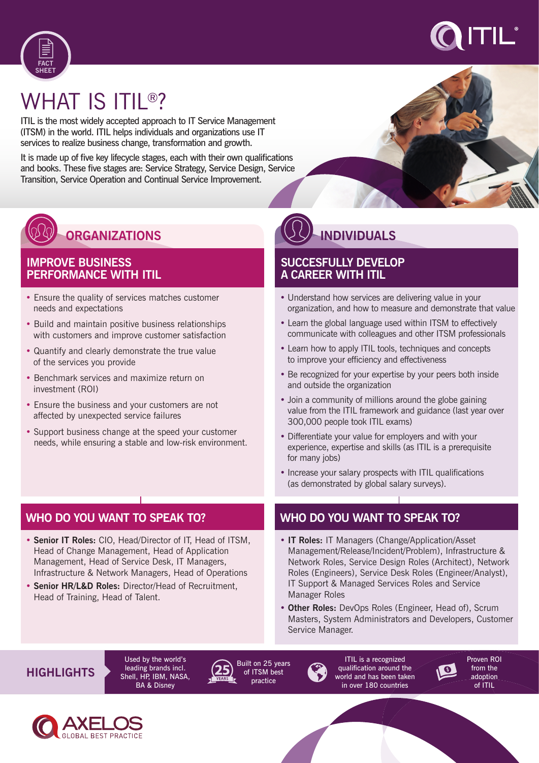FACT SHEET

# WHAT IS ITIL®?

ITIL is the most widely accepted approach to IT Service Management (ITSM) in the world. ITIL helps individuals and organizations use IT services to realize business change, transformation and growth.

It is made up of five key lifecycle stages, each with their own qualifications and books. These five stages are: Service Strategy, Service Design, Service Transition, Service Operation and Continual Service Improvement.

## ORGANIZATIONS

### IMPROVE BUSINESS PERFORMANCE WITH ITIL

- Ensure the quality of services matches customer needs and expectations
- Build and maintain positive business relationships with customers and improve customer satisfaction
- Quantify and clearly demonstrate the true value of the services you provide
- Benchmark services and maximize return on investment (ROI)
- Ensure the business and your customers are not affected by unexpected service failures
- Support business change at the speed your customer needs, while ensuring a stable and low-risk environment.

### WHO DO YOU WANT TO SPEAK TO?

- **Senior IT Roles:** CIO, Head/Director of IT, Head of ITSM, Head of Change Management, Head of Application Management, Head of Service Desk, IT Managers, Infrastructure & Network Managers, Head of Operations
- **Senior HR/L&D Roles:** Director/Head of Recruitment, Head of Training, Head of Talent.

## INDIVIDUALS

### SUCCESFULLY DEVELOP A CAREER WITH ITIL

- Understand how services are delivering value in your organization, and how to measure and demonstrate that value
- Learn the global language used within ITSM to effectively communicate with colleagues and other ITSM professionals
- Learn how to apply ITIL tools, techniques and concepts to improve your efficiency and effectiveness
- Be recognized for your expertise by your peers both inside and outside the organization
- Join a community of millions around the globe gaining value from the ITIL framework and guidance (last year over 300,000 people took ITIL exams)
- Differentiate your value for employers and with your experience, expertise and skills (as ITIL is a prerequisite for many jobs)
- Increase your salary prospects with ITIL qualifications (as demonstrated by global salary surveys).

### WHO DO YOU WANT TO SPEAK TO?

- **IT Roles:** IT Managers (Change/Application/Asset Management/Release/Incident/Problem), Infrastructure & Network Roles, Service Design Roles (Architect), Network Roles (Engineers), Service Desk Roles (Engineer/Analyst), IT Support & Managed Services Roles and Service Manager Roles
- **Other Roles:** DevOps Roles (Engineer, Head of), Scrum Masters, System Administrators and Developers, Customer Service Manager.

## HIGHLIGHTS

- Used by the world's leading brands incl. Shell, HP, IBM, NASA, BA & Disney
- Built on 25 years of ITSM best practice
- ITIL is a recognized qualification around the world and has been taken in over 180 countries
- Proven ROI from the adoption of ITIL

AXELOS GLOBAL BEST PRACTICE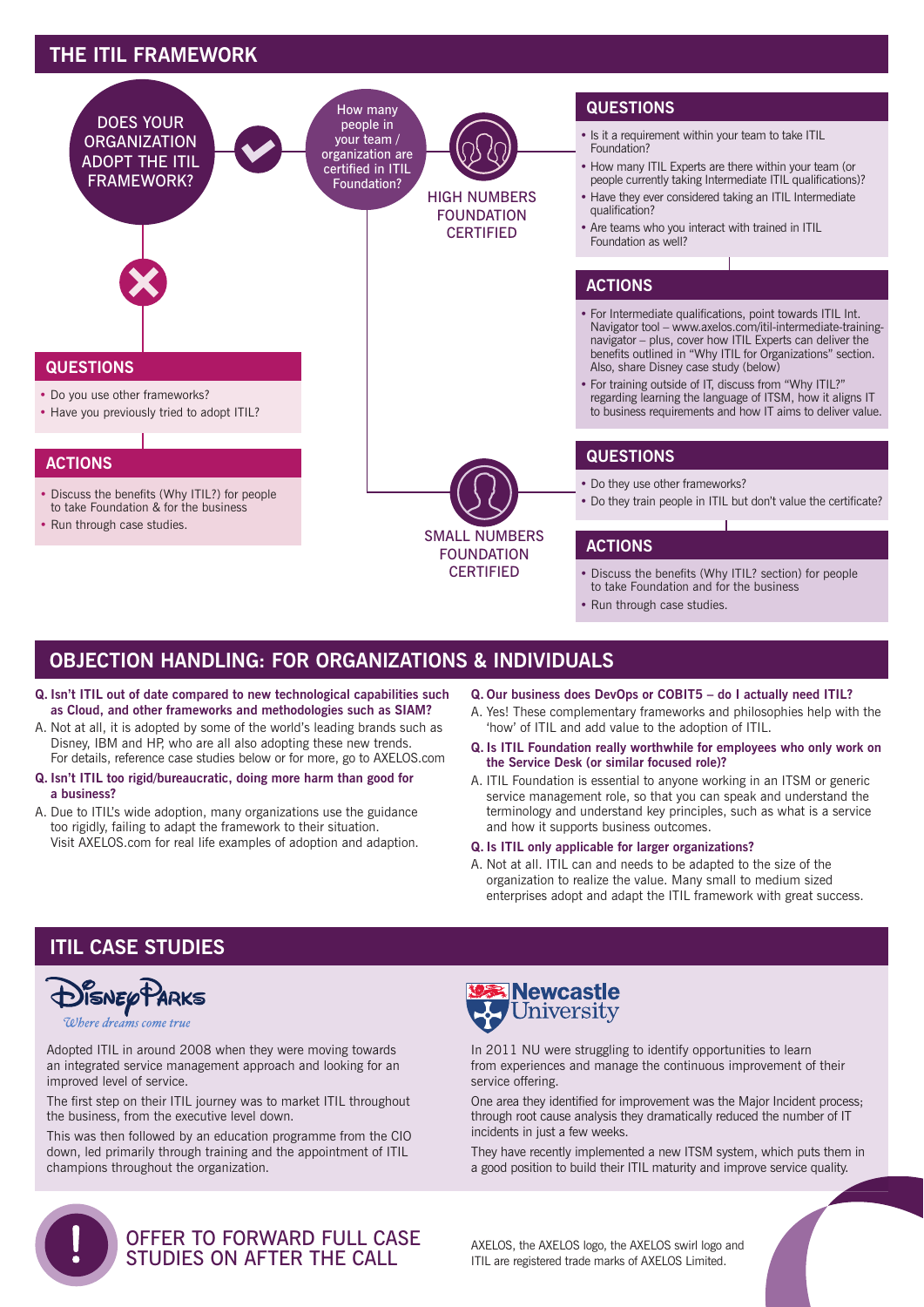## THE ITIL FRAMEWORK

DOES YOUR ORGANIZATION ADOPT THE ITIL FRAMEWORK?

How many people in your team / organization are certified in ITIL Foundation?

HIGH NUMBERS FOUNDATION CERTIFIED

### QUESTIONS

- Is it a requirement within your team to take ITIL Foundation?
- How many ITIL Experts are there within your team (or people currently taking Intermediate ITIL qualifications)?
- Have they ever considered taking an ITIL Intermediate qualification?
- Are teams who you interact with trained in ITIL Foundation as well?

### ACTIONS

- For Intermediate qualifications, point towards ITIL Int. Navigator tool – www.axelos.com/itil-intermediate-training-navigator – plus, cover how ITIL Experts can deliver the benefits outlined in "Why ITIL for Organizations" section. Also, share Disney case study (below)
- For training outside of IT, discuss from "Why ITIL?" regarding learning the language of ITSM, how it aligns IT to business requirements and how IT aims to deliver value.

SMALL NUMBERS FOUNDATION CERTIFIED

### QUESTIONS

- Do they use other frameworks?
- Do they train people in ITIL but don't value the certificate?

### ACTIONS

- Discuss the benefits (Why ITIL? section) for people to take Foundation and for the business
- Run through case studies.

### QUESTIONS

- Do you use other frameworks?
- Have you previously tried to adopt ITIL?

### ACTIONS

- Discuss the benefits (Why ITIL?) for people to take Foundation & for the business
- Run through case studies.

## OBJECTION HANDLING: FOR ORGANIZATIONS & INDIVIDUALS

**Q. Isn't ITIL out of date compared to new technological capabilities such as Cloud, and other frameworks and methodologies such as SIAM?**

A. Not at all, it is adopted by some of the world's leading brands such as Disney, IBM and HP, who are all also adopting these new trends. For details, reference case studies below or for more, go to AXELOS.com

**Q. Isn't ITIL too rigid/bureaucratic, doing more harm than good for a business?**

A. Due to ITIL's wide adoption, many organizations use the guidance too rigidly, failing to adapt the framework to their situation. Visit AXELOS.com for real life examples of adoption and adaption.

**Q. Our business does DevOps or COBIT5 – do I actually need ITIL?**

A. Yes! These complementary frameworks and philosophies help with the 'how' of ITIL and add value to the adoption of ITIL.

**Q. Is ITIL Foundation really worthwhile for employees who only work on the Service Desk (or similar focused role)?**

A. ITIL Foundation is essential to anyone working in an ITSM or generic service management role, so that you can speak and understand the terminology and understand key principles, such as what is a service and how it supports business outcomes.

**Q. Is ITIL only applicable for larger organizations?**

A. Not at all. ITIL can and needs to be adapted to the size of the organization to realize the value. Many small to medium sized enterprises adopt and adapt the ITIL framework with great success.

## ITIL CASE STUDIES

### Disney Parks

*Where dreams come true*

Adopted ITIL in around 2008 when they were moving towards an integrated service management approach and looking for an improved level of service.

The first step on their ITIL journey was to market ITIL throughout the business, from the executive level down.

This was then followed by an education programme from the CIO down, led primarily through training and the appointment of ITIL champions throughout the organization.

### Newcastle University

In 2011 NU were struggling to identify opportunities to learn from experiences and manage the continuous improvement of their service offering.

One area they identified for improvement was the Major Incident process; through root cause analysis they dramatically reduced the number of IT incidents in just a few weeks.

They have recently implemented a new ITSM system, which puts them in a good position to build their ITIL maturity and improve service quality.

OFFER TO FORWARD FULL CASE STUDIES ON AFTER THE CALL

AXELOS, the AXELOS logo, the AXELOS swirl logo and ITIL are registered trade marks of AXELOS Limited.